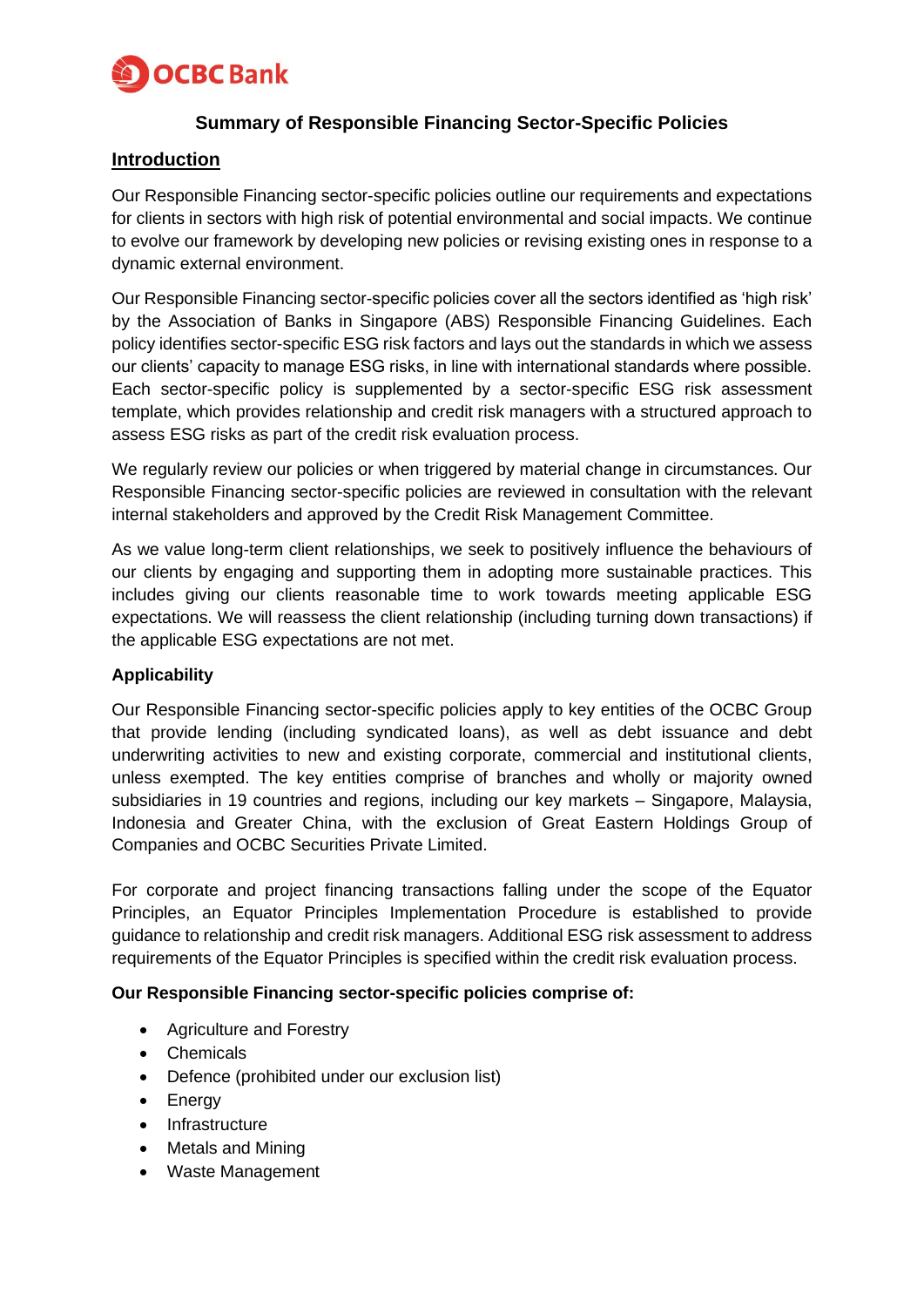# Summary of Responsible Financing Sector-Specific Policies

## Introduction

Our Responsible Financing sector-specific policies outline our requirements and expectations for clients in sectors with high risk of potential environmental and social impacts. We continue to evolve our framework by developing new policies or revising existing ones in response to a dynamic external environment.

Our Responsible Financing sector-specific policies cover all the sectors identified as 'high risk' by the Association of Banks in Singapore (ABS) Responsible Financing Guidelines. Each policy identifies sector-specific ESG risk factors and lays out the standards in which we assess our clients' capacity to manage ESG risks, in line with international standards where possible. Each sector-specific policy is supplemented by a sector-specific ESG risk assessment template, which provides relationship and credit risk managers with a structured approach to assess ESG risks as part of the credit risk evaluation process.

We regularly review our policies or when triggered by material change in circumstances. Our Responsible Financing sector-specific policies are reviewed in consultation with the relevant internal stakeholders and approved by the Credit Risk Management Committee.

As we value long-term client relationships, we seek to positively influence the behaviours of our clients by engaging and supporting them in adopting more sustainable practices. This includes giving our clients reasonable time to work towards meeting applicable ESG expectations. We will reassess the client relationship (including turning down transactions) if the applicable ESG expectations are not met.

### Applicability

Our Responsible Financing sector-specific policies apply to key entities of the OCBC Group that provide lending (including syndicated loans), as well as debt issuance and debt underwriting activities to new and existing corporate, commercial and institutional clients, unless exempted. The key entities comprise of branches and wholly or majority owned subsidiaries in 19 countries and regions, including our key markets – Singapore, Malaysia, Indonesia and Greater China, with the exclusion of Great Eastern Holdings Group of Companies and OCBC Securities Private Limited.

For corporate and project financing transactions falling under the scope of the Equator Principles, an Equator Principles Implementation Procedure is established to provide guidance to relationship and credit risk managers. Additional ESG risk assessment to address requirements of the Equator Principles is specified within the credit risk evaluation process.

**Our Responsible Financing sector-specific policies comprise of:**

- Agriculture and Forestry
- Chemicals
- Defence (prohibited under our exclusion list)
- Energy
- Infrastructure
- Metals and Mining
- Waste Management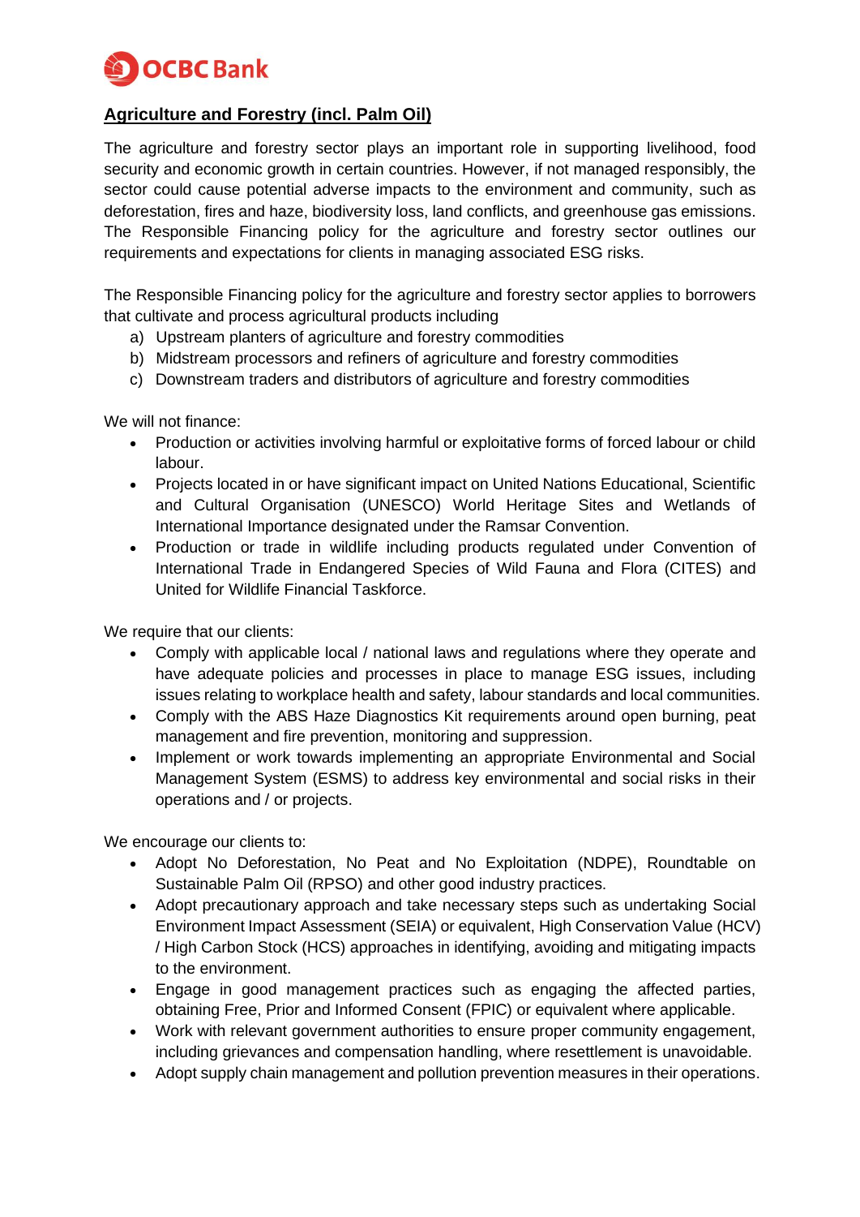## Agriculture and Forestry (incl. Palm Oil)

The agriculture and forestry sector plays an important role in supporting livelihood, food security and economic growth in certain countries. However, if not managed responsibly, the sector could cause potential adverse impacts to the environment and community, such as deforestation, fires and haze, biodiversity loss, land conflicts, and greenhouse gas emissions. The Responsible Financing policy for the agriculture and forestry sector outlines our requirements and expectations for clients in managing associated ESG risks.

The Responsible Financing policy for the agriculture and forestry sector applies to borrowers that cultivate and process agricultural products including

a) Upstream planters of agriculture and forestry commodities
b) Midstream processors and refiners of agriculture and forestry commodities
c) Downstream traders and distributors of agriculture and forestry commodities

We will not finance:

- Production or activities involving harmful or exploitative forms of forced labour or child labour.
- Projects located in or have significant impact on United Nations Educational, Scientific and Cultural Organisation (UNESCO) World Heritage Sites and Wetlands of International Importance designated under the Ramsar Convention.
- Production or trade in wildlife including products regulated under Convention of International Trade in Endangered Species of Wild Fauna and Flora (CITES) and United for Wildlife Financial Taskforce.

We require that our clients:

- Comply with applicable local / national laws and regulations where they operate and have adequate policies and processes in place to manage ESG issues, including issues relating to workplace health and safety, labour standards and local communities.
- Comply with the ABS Haze Diagnostics Kit requirements around open burning, peat management and fire prevention, monitoring and suppression.
- Implement or work towards implementing an appropriate Environmental and Social Management System (ESMS) to address key environmental and social risks in their operations and / or projects.

We encourage our clients to:

- Adopt No Deforestation, No Peat and No Exploitation (NDPE), Roundtable on Sustainable Palm Oil (RPSO) and other good industry practices.
- Adopt precautionary approach and take necessary steps such as undertaking Social Environment Impact Assessment (SEIA) or equivalent, High Conservation Value (HCV) / High Carbon Stock (HCS) approaches in identifying, avoiding and mitigating impacts to the environment.
- Engage in good management practices such as engaging the affected parties, obtaining Free, Prior and Informed Consent (FPIC) or equivalent where applicable.
- Work with relevant government authorities to ensure proper community engagement, including grievances and compensation handling, where resettlement is unavoidable.
- Adopt supply chain management and pollution prevention measures in their operations.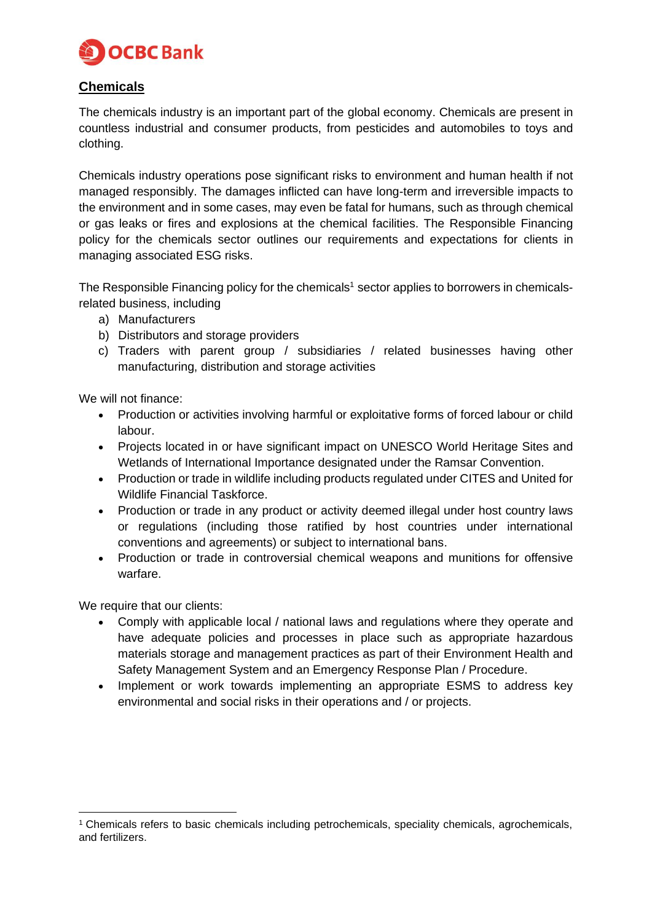## Chemicals

The chemicals industry is an important part of the global economy. Chemicals are present in countless industrial and consumer products, from pesticides and automobiles to toys and clothing.

Chemicals industry operations pose significant risks to environment and human health if not managed responsibly. The damages inflicted can have long-term and irreversible impacts to the environment and in some cases, may even be fatal for humans, such as through chemical or gas leaks or fires and explosions at the chemical facilities. The Responsible Financing policy for the chemicals sector outlines our requirements and expectations for clients in managing associated ESG risks.

The Responsible Financing policy for the chemicals[1] sector applies to borrowers in chemicals-related business, including

a) Manufacturers
b) Distributors and storage providers
c) Traders with parent group / subsidiaries / related businesses having other manufacturing, distribution and storage activities

We will not finance:

- Production or activities involving harmful or exploitative forms of forced labour or child labour.
- Projects located in or have significant impact on UNESCO World Heritage Sites and Wetlands of International Importance designated under the Ramsar Convention.
- Production or trade in wildlife including products regulated under CITES and United for Wildlife Financial Taskforce.
- Production or trade in any product or activity deemed illegal under host country laws or regulations (including those ratified by host countries under international conventions and agreements) or subject to international bans.
- Production or trade in controversial chemical weapons and munitions for offensive warfare.

We require that our clients:

- Comply with applicable local / national laws and regulations where they operate and have adequate policies and processes in place such as appropriate hazardous materials storage and management practices as part of their Environment Health and Safety Management System and an Emergency Response Plan / Procedure.
- Implement or work towards implementing an appropriate ESMS to address key environmental and social risks in their operations and / or projects.

[1] Chemicals refers to basic chemicals including petrochemicals, speciality chemicals, agrochemicals, and fertilizers.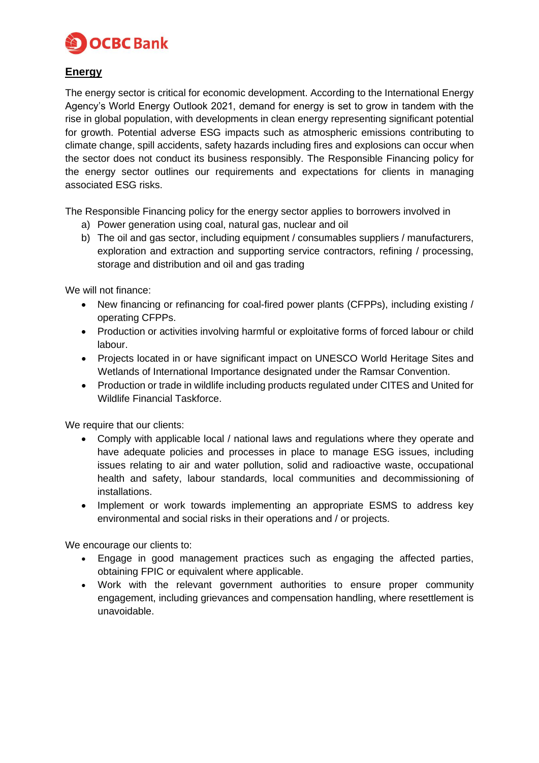## Energy

The energy sector is critical for economic development. According to the International Energy Agency's World Energy Outlook 2021, demand for energy is set to grow in tandem with the rise in global population, with developments in clean energy representing significant potential for growth. Potential adverse ESG impacts such as atmospheric emissions contributing to climate change, spill accidents, safety hazards including fires and explosions can occur when the sector does not conduct its business responsibly. The Responsible Financing policy for the energy sector outlines our requirements and expectations for clients in managing associated ESG risks.

The Responsible Financing policy for the energy sector applies to borrowers involved in

a) Power generation using coal, natural gas, nuclear and oil
b) The oil and gas sector, including equipment / consumables suppliers / manufacturers, exploration and extraction and supporting service contractors, refining / processing, storage and distribution and oil and gas trading

We will not finance:

- New financing or refinancing for coal-fired power plants (CFPPs), including existing / operating CFPPs.
- Production or activities involving harmful or exploitative forms of forced labour or child labour.
- Projects located in or have significant impact on UNESCO World Heritage Sites and Wetlands of International Importance designated under the Ramsar Convention.
- Production or trade in wildlife including products regulated under CITES and United for Wildlife Financial Taskforce.

We require that our clients:

- Comply with applicable local / national laws and regulations where they operate and have adequate policies and processes in place to manage ESG issues, including issues relating to air and water pollution, solid and radioactive waste, occupational health and safety, labour standards, local communities and decommissioning of installations.
- Implement or work towards implementing an appropriate ESMS to address key environmental and social risks in their operations and / or projects.

We encourage our clients to:

- Engage in good management practices such as engaging the affected parties, obtaining FPIC or equivalent where applicable.
- Work with the relevant government authorities to ensure proper community engagement, including grievances and compensation handling, where resettlement is unavoidable.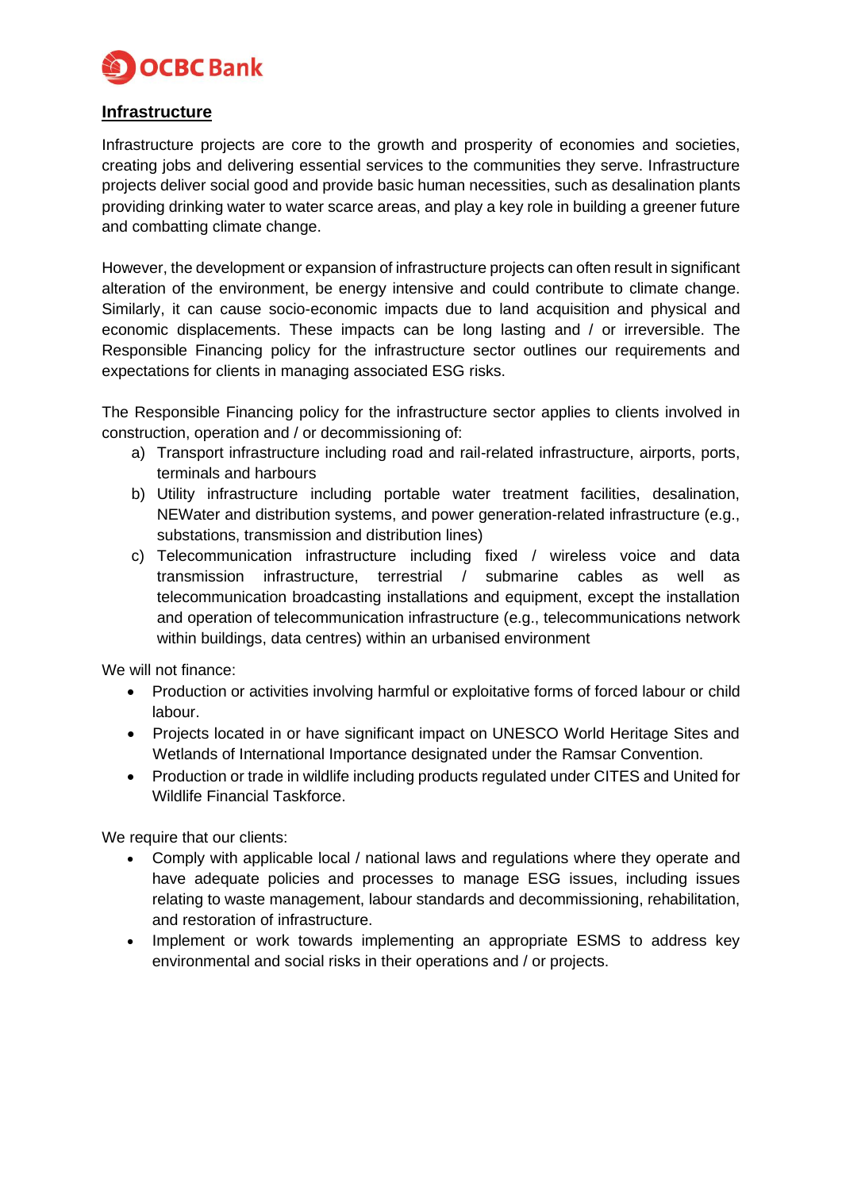## Infrastructure

Infrastructure projects are core to the growth and prosperity of economies and societies, creating jobs and delivering essential services to the communities they serve. Infrastructure projects deliver social good and provide basic human necessities, such as desalination plants providing drinking water to water scarce areas, and play a key role in building a greener future and combatting climate change.

However, the development or expansion of infrastructure projects can often result in significant alteration of the environment, be energy intensive and could contribute to climate change. Similarly, it can cause socio-economic impacts due to land acquisition and physical and economic displacements. These impacts can be long lasting and / or irreversible. The Responsible Financing policy for the infrastructure sector outlines our requirements and expectations for clients in managing associated ESG risks.

The Responsible Financing policy for the infrastructure sector applies to clients involved in construction, operation and / or decommissioning of:

a) Transport infrastructure including road and rail-related infrastructure, airports, ports, terminals and harbours
b) Utility infrastructure including portable water treatment facilities, desalination, NEWater and distribution systems, and power generation-related infrastructure (e.g., substations, transmission and distribution lines)
c) Telecommunication infrastructure including fixed / wireless voice and data transmission infrastructure, terrestrial / submarine cables as well as telecommunication broadcasting installations and equipment, except the installation and operation of telecommunication infrastructure (e.g., telecommunications network within buildings, data centres) within an urbanised environment

We will not finance:

- Production or activities involving harmful or exploitative forms of forced labour or child labour.
- Projects located in or have significant impact on UNESCO World Heritage Sites and Wetlands of International Importance designated under the Ramsar Convention.
- Production or trade in wildlife including products regulated under CITES and United for Wildlife Financial Taskforce.

We require that our clients:

- Comply with applicable local / national laws and regulations where they operate and have adequate policies and processes to manage ESG issues, including issues relating to waste management, labour standards and decommissioning, rehabilitation, and restoration of infrastructure.
- Implement or work towards implementing an appropriate ESMS to address key environmental and social risks in their operations and / or projects.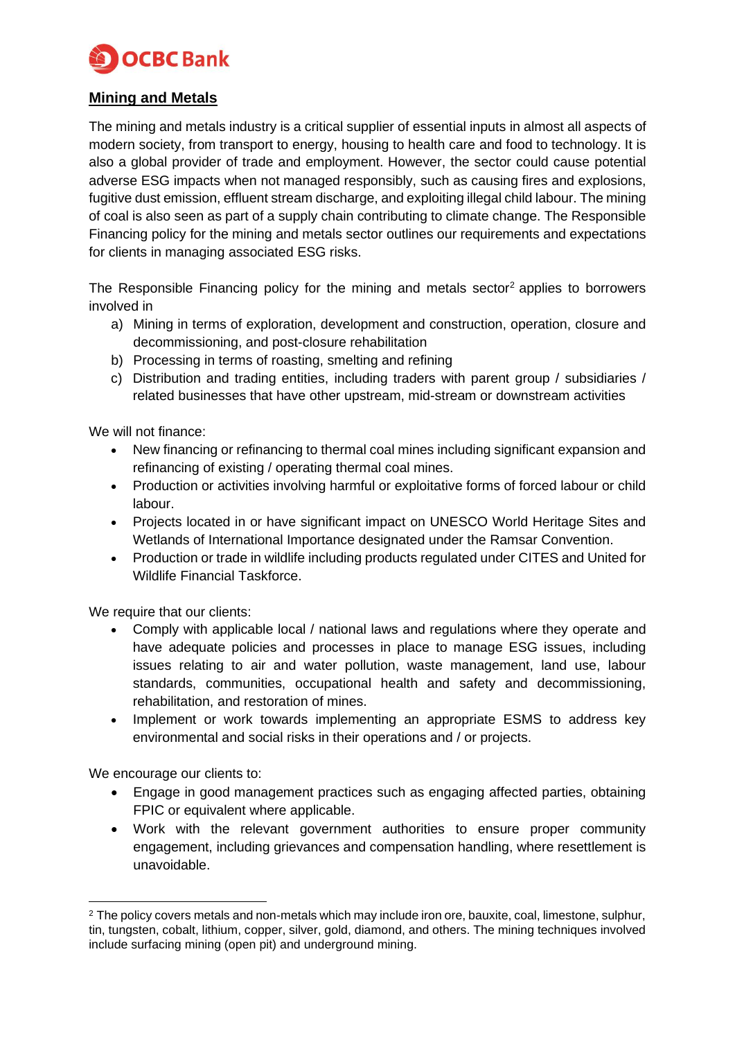## **Mining and Metals**

The mining and metals industry is a critical supplier of essential inputs in almost all aspects of modern society, from transport to energy, housing to health care and food to technology. It is also a global provider of trade and employment. However, the sector could cause potential adverse ESG impacts when not managed responsibly, such as causing fires and explosions, fugitive dust emission, effluent stream discharge, and exploiting illegal child labour. The mining of coal is also seen as part of a supply chain contributing to climate change. The Responsible Financing policy for the mining and metals sector outlines our requirements and expectations for clients in managing associated ESG risks.

The Responsible Financing policy for the mining and metals sector[2] applies to borrowers involved in

a) Mining in terms of exploration, development and construction, operation, closure and decommissioning, and post-closure rehabilitation
b) Processing in terms of roasting, smelting and refining
c) Distribution and trading entities, including traders with parent group / subsidiaries / related businesses that have other upstream, mid-stream or downstream activities

We will not finance:

- New financing or refinancing to thermal coal mines including significant expansion and refinancing of existing / operating thermal coal mines.
- Production or activities involving harmful or exploitative forms of forced labour or child labour.
- Projects located in or have significant impact on UNESCO World Heritage Sites and Wetlands of International Importance designated under the Ramsar Convention.
- Production or trade in wildlife including products regulated under CITES and United for Wildlife Financial Taskforce.

We require that our clients:

- Comply with applicable local / national laws and regulations where they operate and have adequate policies and processes in place to manage ESG issues, including issues relating to air and water pollution, waste management, land use, labour standards, communities, occupational health and safety and decommissioning, rehabilitation, and restoration of mines.
- Implement or work towards implementing an appropriate ESMS to address key environmental and social risks in their operations and / or projects.

We encourage our clients to:

- Engage in good management practices such as engaging affected parties, obtaining FPIC or equivalent where applicable.
- Work with the relevant government authorities to ensure proper community engagement, including grievances and compensation handling, where resettlement is unavoidable.

---

[2] The policy covers metals and non-metals which may include iron ore, bauxite, coal, limestone, sulphur, tin, tungsten, cobalt, lithium, copper, silver, gold, diamond, and others. The mining techniques involved include surfacing mining (open pit) and underground mining.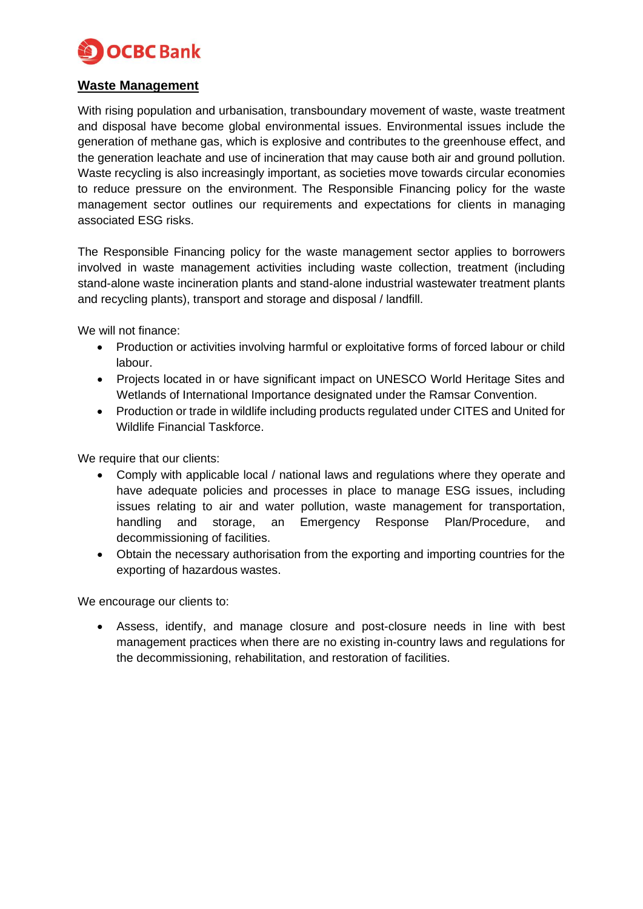## Waste Management

With rising population and urbanisation, transboundary movement of waste, waste treatment and disposal have become global environmental issues. Environmental issues include the generation of methane gas, which is explosive and contributes to the greenhouse effect, and the generation leachate and use of incineration that may cause both air and ground pollution. Waste recycling is also increasingly important, as societies move towards circular economies to reduce pressure on the environment. The Responsible Financing policy for the waste management sector outlines our requirements and expectations for clients in managing associated ESG risks.

The Responsible Financing policy for the waste management sector applies to borrowers involved in waste management activities including waste collection, treatment (including stand-alone waste incineration plants and stand-alone industrial wastewater treatment plants and recycling plants), transport and storage and disposal / landfill.

We will not finance:

- Production or activities involving harmful or exploitative forms of forced labour or child labour.
- Projects located in or have significant impact on UNESCO World Heritage Sites and Wetlands of International Importance designated under the Ramsar Convention.
- Production or trade in wildlife including products regulated under CITES and United for Wildlife Financial Taskforce.

We require that our clients:

- Comply with applicable local / national laws and regulations where they operate and have adequate policies and processes in place to manage ESG issues, including issues relating to air and water pollution, waste management for transportation, handling and storage, an Emergency Response Plan/Procedure, and decommissioning of facilities.
- Obtain the necessary authorisation from the exporting and importing countries for the exporting of hazardous wastes.

We encourage our clients to:

- Assess, identify, and manage closure and post-closure needs in line with best management practices when there are no existing in-country laws and regulations for the decommissioning, rehabilitation, and restoration of facilities.